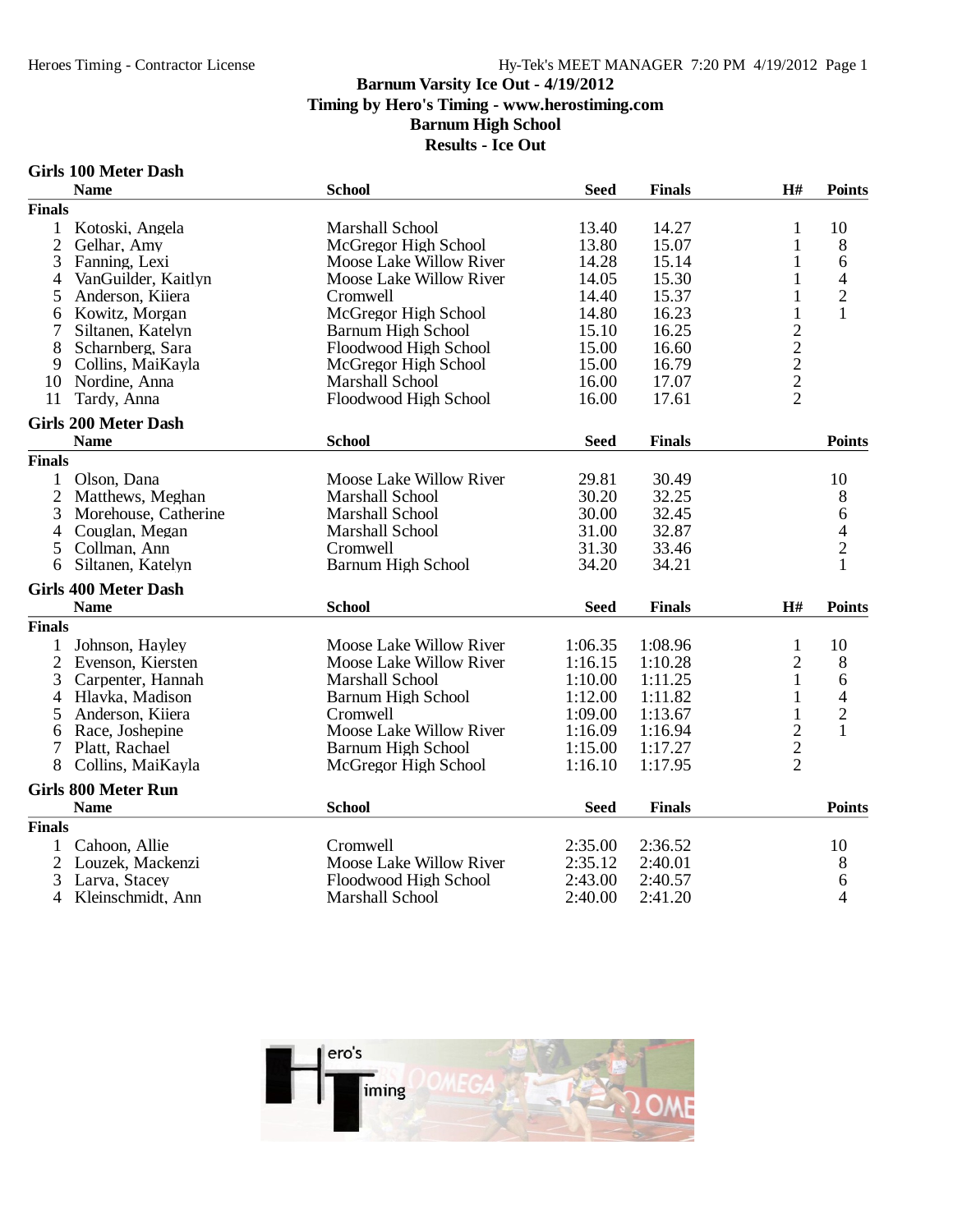# Barnum Varsity Ice Out - 4/19/2012

**Timing by Hero's Timing - www.herostiming.com**

**Barnum High School**

**Results - Ice Out**

## Girls 100 Meter Dash

| | Name | School | Seed | Finals | H# | Points |
|---|---|---|---|---|---|---|
| **Finals** | | | | | | |
| 1 | Kotoski, Angela | Marshall School | 13.40 | 14.27 | 1 | 10 |
| 2 | Gelhar, Amy | McGregor High School | 13.80 | 15.07 | 1 | 8 |
| 3 | Fanning, Lexi | Moose Lake Willow River | 14.28 | 15.14 | 1 | 6 |
| 4 | VanGuilder, Kaitlyn | Moose Lake Willow River | 14.05 | 15.30 | 1 | 4 |
| 5 | Anderson, Kiiera | Cromwell | 14.40 | 15.37 | 1 | 2 |
| 6 | Kowitz, Morgan | McGregor High School | 14.80 | 16.23 | 1 | 1 |
| 7 | Siltanen, Katelyn | Barnum High School | 15.10 | 16.25 | 2 | |
| 8 | Scharnberg, Sara | Floodwood High School | 15.00 | 16.60 | 2 | |
| 9 | Collins, MaiKayla | McGregor High School | 15.00 | 16.79 | 2 | |
| 10 | Nordine, Anna | Marshall School | 16.00 | 17.07 | 2 | |
| 11 | Tardy, Anna | Floodwood High School | 16.00 | 17.61 | 2 | |

## Girls 200 Meter Dash

| | Name | School | Seed | Finals | Points |
|---|---|---|---|---|---|
| **Finals** | | | | | |
| 1 | Olson, Dana | Moose Lake Willow River | 29.81 | 30.49 | 10 |
| 2 | Matthews, Meghan | Marshall School | 30.20 | 32.25 | 8 |
| 3 | Morehouse, Catherine | Marshall School | 30.00 | 32.45 | 6 |
| 4 | Couglan, Megan | Marshall School | 31.00 | 32.87 | 4 |
| 5 | Collman, Ann | Cromwell | 31.30 | 33.46 | 2 |
| 6 | Siltanen, Katelyn | Barnum High School | 34.20 | 34.21 | 1 |

## Girls 400 Meter Dash

| | Name | School | Seed | Finals | H# | Points |
|---|---|---|---|---|---|---|
| **Finals** | | | | | | |
| 1 | Johnson, Hayley | Moose Lake Willow River | 1:06.35 | 1:08.96 | 1 | 10 |
| 2 | Evenson, Kiersten | Moose Lake Willow River | 1:16.15 | 1:10.28 | 2 | 8 |
| 3 | Carpenter, Hannah | Marshall School | 1:10.00 | 1:11.25 | 1 | 6 |
| 4 | Hlavka, Madison | Barnum High School | 1:12.00 | 1:11.82 | 1 | 4 |
| 5 | Anderson, Kiiera | Cromwell | 1:09.00 | 1:13.67 | 1 | 2 |
| 6 | Race, Joshepine | Moose Lake Willow River | 1:16.09 | 1:16.94 | 2 | 1 |
| 7 | Platt, Rachael | Barnum High School | 1:15.00 | 1:17.27 | 2 | |
| 8 | Collins, MaiKayla | McGregor High School | 1:16.10 | 1:17.95 | 2 | |

## Girls 800 Meter Run

| | Name | School | Seed | Finals | Points |
|---|---|---|---|---|---|
| **Finals** | | | | | |
| 1 | Cahoon, Allie | Cromwell | 2:35.00 | 2:36.52 | 10 |
| 2 | Louzek, Mackenzi | Moose Lake Willow River | 2:35.12 | 2:40.01 | 8 |
| 3 | Larva, Stacey | Floodwood High School | 2:43.00 | 2:40.57 | 6 |
| 4 | Kleinschmidt, Ann | Marshall School | 2:40.00 | 2:41.20 | 4 |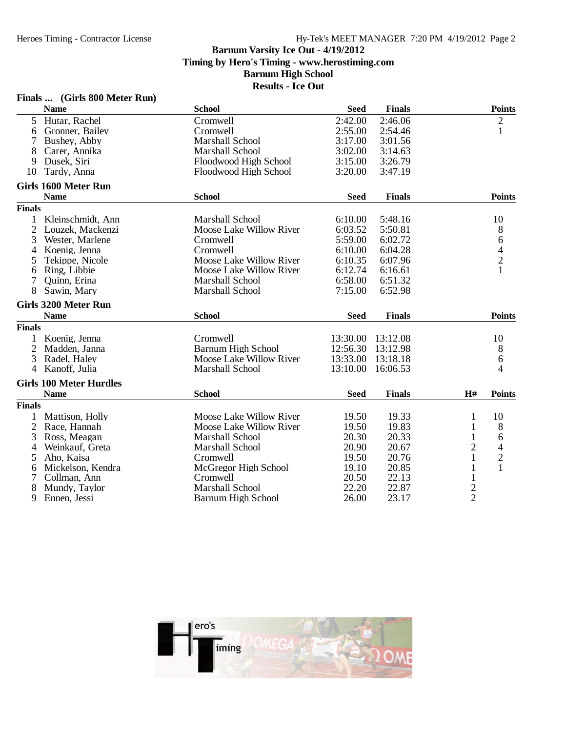Barnum Varsity Ice Out - 4/19/2012
Timing by Hero's Timing - www.herostiming.com
Barnum High School
Results - Ice Out

### Finals ... (Girls 800 Meter Run)

| | Name | School | Seed | Finals | Points |
|---|---|---|---|---|---|
| 5 | Hutar, Rachel | Cromwell | 2:42.00 | 2:46.06 | 2 |
| 6 | Gronner, Bailey | Cromwell | 2:55.00 | 2:54.46 | 1 |
| 7 | Bushey, Abby | Marshall School | 3:17.00 | 3:01.56 | |
| 8 | Carer, Annika | Marshall School | 3:02.00 | 3:14.63 | |
| 9 | Dusek, Siri | Floodwood High School | 3:15.00 | 3:26.79 | |
| 10 | Tardy, Anna | Floodwood High School | 3:20.00 | 3:47.19 | |

### Girls 1600 Meter Run

**Finals**

| | Name | School | Seed | Finals | Points |
|---|---|---|---|---|---|
| 1 | Kleinschmidt, Ann | Marshall School | 6:10.00 | 5:48.16 | 10 |
| 2 | Louzek, Mackenzi | Moose Lake Willow River | 6:03.52 | 5:50.81 | 8 |
| 3 | Wester, Marlene | Cromwell | 5:59.00 | 6:02.72 | 6 |
| 4 | Koenig, Jenna | Cromwell | 6:10.00 | 6:04.28 | 4 |
| 5 | Tekippe, Nicole | Moose Lake Willow River | 6:10.35 | 6:07.96 | 2 |
| 6 | Ring, Libbie | Moose Lake Willow River | 6:12.74 | 6:16.61 | 1 |
| 7 | Quinn, Erina | Marshall School | 6:58.00 | 6:51.32 | |
| 8 | Sawin, Mary | Marshall School | 7:15.00 | 6:52.98 | |

### Girls 3200 Meter Run

**Finals**

| | Name | School | Seed | Finals | Points |
|---|---|---|---|---|---|
| 1 | Koenig, Jenna | Cromwell | 13:30.00 | 13:12.08 | 10 |
| 2 | Madden, Janna | Barnum High School | 12:56.30 | 13:12.98 | 8 |
| 3 | Radel, Haley | Moose Lake Willow River | 13:33.00 | 13:18.18 | 6 |
| 4 | Kanoff, Julia | Marshall School | 13:10.00 | 16:06.53 | 4 |

### Girls 100 Meter Hurdles

**Finals**

| | Name | School | Seed | Finals | H# | Points |
|---|---|---|---|---|---|---|
| 1 | Mattison, Holly | Moose Lake Willow River | 19.50 | 19.33 | 1 | 10 |
| 2 | Race, Hannah | Moose Lake Willow River | 19.50 | 19.83 | 1 | 8 |
| 3 | Ross, Meagan | Marshall School | 20.30 | 20.33 | 1 | 6 |
| 4 | Weinkauf, Greta | Marshall School | 20.90 | 20.67 | 2 | 4 |
| 5 | Aho, Kaisa | Cromwell | 19.50 | 20.76 | 1 | 2 |
| 6 | Mickelson, Kendra | McGregor High School | 19.10 | 20.85 | 1 | 1 |
| 7 | Collman, Ann | Cromwell | 20.50 | 22.13 | 1 | |
| 8 | Mundy, Taylor | Marshall School | 22.20 | 22.87 | 2 | |
| 9 | Ennen, Jessi | Barnum High School | 26.00 | 23.17 | 2 | |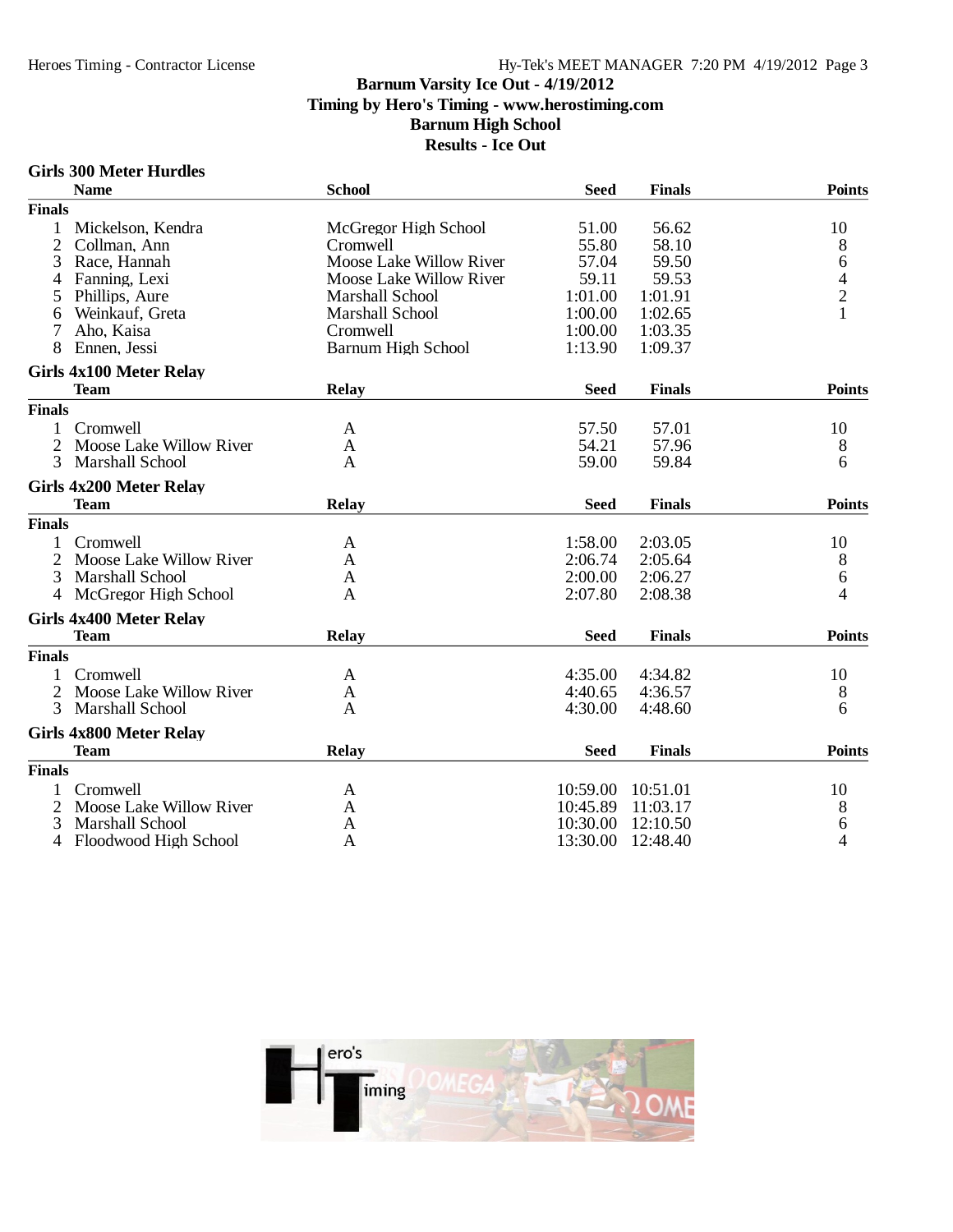Barnum Varsity Ice Out - 4/19/2012
Timing by Hero's Timing - www.herostiming.com
Barnum High School
Results - Ice Out

### Girls 300 Meter Hurdles

| | Name | School | Seed | Finals | Points |
|---|---|---|---|---|---|
| **Finals** | | | | | |
| 1 | Mickelson, Kendra | McGregor High School | 51.00 | 56.62 | 10 |
| 2 | Collman, Ann | Cromwell | 55.80 | 58.10 | 8 |
| 3 | Race, Hannah | Moose Lake Willow River | 57.04 | 59.50 | 6 |
| 4 | Fanning, Lexi | Moose Lake Willow River | 59.11 | 59.53 | 4 |
| 5 | Phillips, Aure | Marshall School | 1:01.00 | 1:01.91 | 2 |
| 6 | Weinkauf, Greta | Marshall School | 1:00.00 | 1:02.65 | 1 |
| 7 | Aho, Kaisa | Cromwell | 1:00.00 | 1:03.35 | |
| 8 | Ennen, Jessi | Barnum High School | 1:13.90 | 1:09.37 | |

### Girls 4x100 Meter Relay

| | Team | Relay | Seed | Finals | Points |
|---|---|---|---|---|---|
| **Finals** | | | | | |
| 1 | Cromwell | A | 57.50 | 57.01 | 10 |
| 2 | Moose Lake Willow River | A | 54.21 | 57.96 | 8 |
| 3 | Marshall School | A | 59.00 | 59.84 | 6 |

### Girls 4x200 Meter Relay

| | Team | Relay | Seed | Finals | Points |
|---|---|---|---|---|---|
| **Finals** | | | | | |
| 1 | Cromwell | A | 1:58.00 | 2:03.05 | 10 |
| 2 | Moose Lake Willow River | A | 2:06.74 | 2:05.64 | 8 |
| 3 | Marshall School | A | 2:00.00 | 2:06.27 | 6 |
| 4 | McGregor High School | A | 2:07.80 | 2:08.38 | 4 |

### Girls 4x400 Meter Relay

| | Team | Relay | Seed | Finals | Points |
|---|---|---|---|---|---|
| **Finals** | | | | | |
| 1 | Cromwell | A | 4:35.00 | 4:34.82 | 10 |
| 2 | Moose Lake Willow River | A | 4:40.65 | 4:36.57 | 8 |
| 3 | Marshall School | A | 4:30.00 | 4:48.60 | 6 |

### Girls 4x800 Meter Relay

| | Team | Relay | Seed | Finals | Points |
|---|---|---|---|---|---|
| **Finals** | | | | | |
| 1 | Cromwell | A | 10:59.00 | 10:51.01 | 10 |
| 2 | Moose Lake Willow River | A | 10:45.89 | 11:03.17 | 8 |
| 3 | Marshall School | A | 10:30.00 | 12:10.50 | 6 |
| 4 | Floodwood High School | A | 13:30.00 | 12:48.40 | 4 |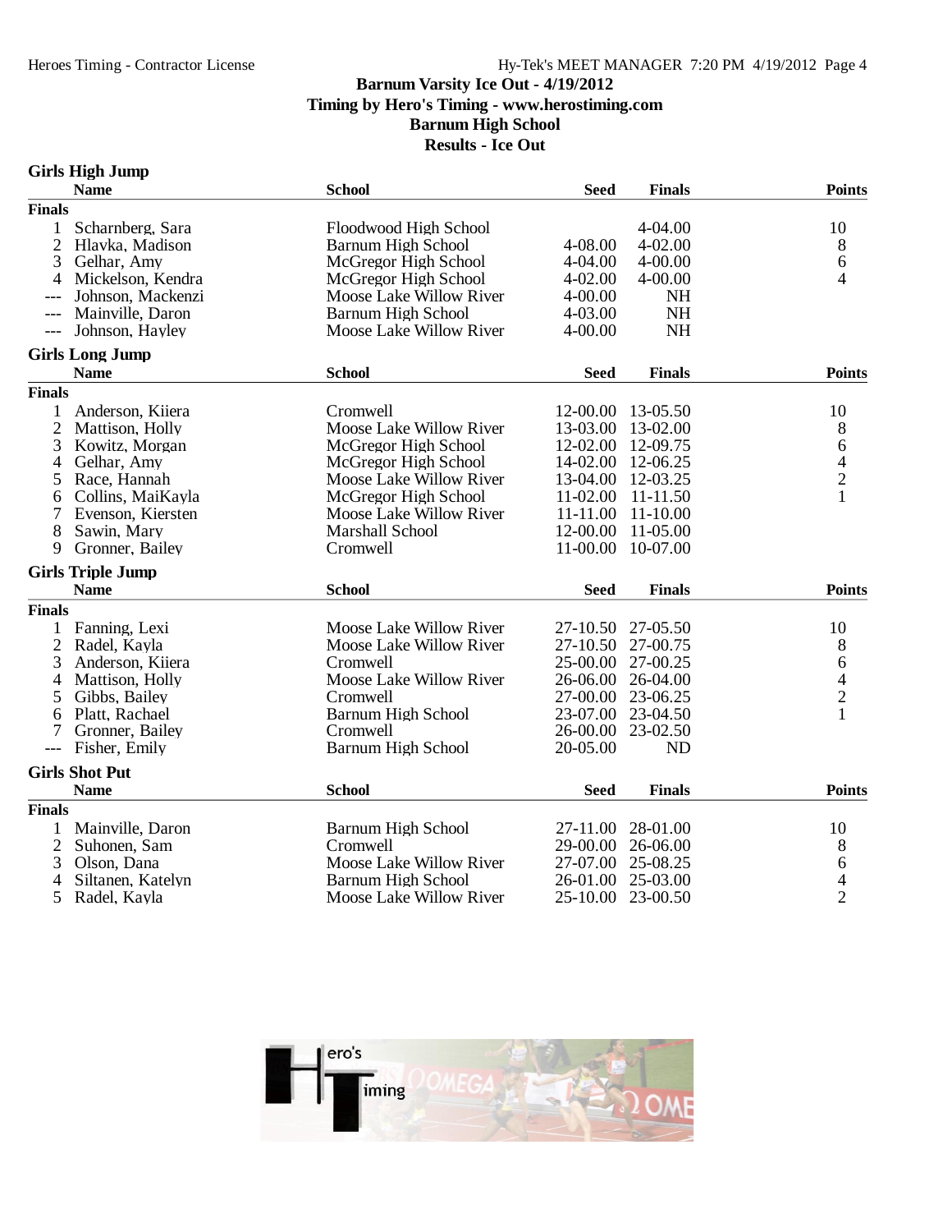# Barnum Varsity Ice Out - 4/19/2012

**Timing by Hero's Timing - www.herostiming.com**

**Barnum High School**

**Results - Ice Out**

## Girls High Jump

| | Name | School | Seed | Finals | Points |
|---|---|---|---|---|---|
| **Finals** | | | | | |
| 1 | Scharnberg, Sara | Floodwood High School | | 4-04.00 | 10 |
| 2 | Hlavka, Madison | Barnum High School | 4-08.00 | 4-02.00 | 8 |
| 3 | Gelhar, Amy | McGregor High School | 4-04.00 | 4-00.00 | 6 |
| 4 | Mickelson, Kendra | McGregor High School | 4-02.00 | 4-00.00 | 4 |
| --- | Johnson, Mackenzi | Moose Lake Willow River | 4-00.00 | NH | |
| --- | Mainville, Daron | Barnum High School | 4-03.00 | NH | |
| --- | Johnson, Hayley | Moose Lake Willow River | 4-00.00 | NH | |

## Girls Long Jump

| | Name | School | Seed | Finals | Points |
|---|---|---|---|---|---|
| **Finals** | | | | | |
| 1 | Anderson, Kiiera | Cromwell | 12-00.00 | 13-05.50 | 10 |
| 2 | Mattison, Holly | Moose Lake Willow River | 13-03.00 | 13-02.00 | 8 |
| 3 | Kowitz, Morgan | McGregor High School | 12-02.00 | 12-09.75 | 6 |
| 4 | Gelhar, Amy | McGregor High School | 14-02.00 | 12-06.25 | 4 |
| 5 | Race, Hannah | Moose Lake Willow River | 13-04.00 | 12-03.25 | 2 |
| 6 | Collins, MaiKayla | McGregor High School | 11-02.00 | 11-11.50 | 1 |
| 7 | Evenson, Kiersten | Moose Lake Willow River | 11-11.00 | 11-10.00 | |
| 8 | Sawin, Mary | Marshall School | 12-00.00 | 11-05.00 | |
| 9 | Gronner, Bailey | Cromwell | 11-00.00 | 10-07.00 | |

## Girls Triple Jump

| | Name | School | Seed | Finals | Points |
|---|---|---|---|---|---|
| **Finals** | | | | | |
| 1 | Fanning, Lexi | Moose Lake Willow River | 27-10.50 | 27-05.50 | 10 |
| 2 | Radel, Kayla | Moose Lake Willow River | 27-10.50 | 27-00.75 | 8 |
| 3 | Anderson, Kiiera | Cromwell | 25-00.00 | 27-00.25 | 6 |
| 4 | Mattison, Holly | Moose Lake Willow River | 26-06.00 | 26-04.00 | 4 |
| 5 | Gibbs, Bailey | Cromwell | 27-00.00 | 23-06.25 | 2 |
| 6 | Platt, Rachael | Barnum High School | 23-07.00 | 23-04.50 | 1 |
| 7 | Gronner, Bailey | Cromwell | 26-00.00 | 23-02.50 | |
| --- | Fisher, Emily | Barnum High School | 20-05.00 | ND | |

## Girls Shot Put

| | Name | School | Seed | Finals | Points |
|---|---|---|---|---|---|
| **Finals** | | | | | |
| 1 | Mainville, Daron | Barnum High School | 27-11.00 | 28-01.00 | 10 |
| 2 | Suhonen, Sam | Cromwell | 29-00.00 | 26-06.00 | 8 |
| 3 | Olson, Dana | Moose Lake Willow River | 27-07.00 | 25-08.25 | 6 |
| 4 | Siltanen, Katelyn | Barnum High School | 26-01.00 | 25-03.00 | 4 |
| 5 | Radel, Kayla | Moose Lake Willow River | 25-10.00 | 23-00.50 | 2 |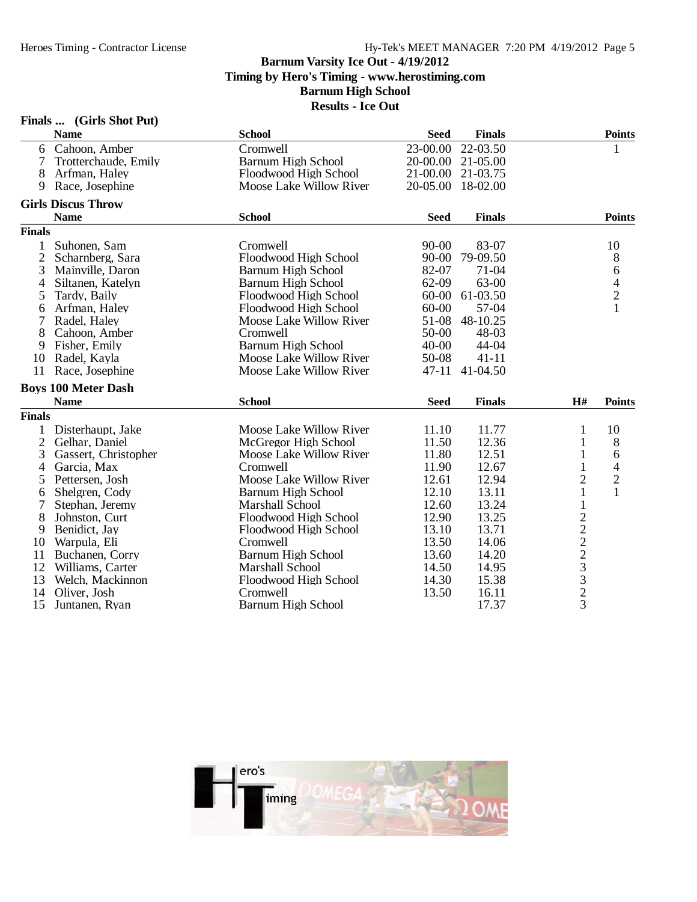# Barnum Varsity Ice Out - 4/19/2012

**Timing by Hero's Timing - www.herostiming.com**

**Barnum High School**

**Results - Ice Out**

### Finals ... (Girls Shot Put)

| | Name | School | Seed | Finals | Points |
|---|---|---|---|---|---|
| 6 | Cahoon, Amber | Cromwell | 23-00.00 | 22-03.50 | 1 |
| 7 | Trotterchaude, Emily | Barnum High School | 20-00.00 | 21-05.00 | |
| 8 | Arfman, Haley | Floodwood High School | 21-00.00 | 21-03.75 | |
| 9 | Race, Josephine | Moose Lake Willow River | 20-05.00 | 18-02.00 | |

### Girls Discus Throw

**Finals**

| | Name | School | Seed | Finals | Points |
|---|---|---|---|---|---|
| 1 | Suhonen, Sam | Cromwell | 90-00 | 83-07 | 10 |
| 2 | Scharnberg, Sara | Floodwood High School | 90-00 | 79-09.50 | 8 |
| 3 | Mainville, Daron | Barnum High School | 82-07 | 71-04 | 6 |
| 4 | Siltanen, Katelyn | Barnum High School | 62-09 | 63-00 | 4 |
| 5 | Tardy, Baily | Floodwood High School | 60-00 | 61-03.50 | 2 |
| 6 | Arfman, Haley | Floodwood High School | 60-00 | 57-04 | 1 |
| 7 | Radel, Haley | Moose Lake Willow River | 51-08 | 48-10.25 | |
| 8 | Cahoon, Amber | Cromwell | 50-00 | 48-03 | |
| 9 | Fisher, Emily | Barnum High School | 40-00 | 44-04 | |
| 10 | Radel, Kayla | Moose Lake Willow River | 50-08 | 41-11 | |
| 11 | Race, Josephine | Moose Lake Willow River | 47-11 | 41-04.50 | |

### Boys 100 Meter Dash

**Finals**

| | Name | School | Seed | Finals | H# | Points |
|---|---|---|---|---|---|---|
| 1 | Disterhaupt, Jake | Moose Lake Willow River | 11.10 | 11.77 | 1 | 10 |
| 2 | Gelhar, Daniel | McGregor High School | 11.50 | 12.36 | 1 | 8 |
| 3 | Gassert, Christopher | Moose Lake Willow River | 11.80 | 12.51 | 1 | 6 |
| 4 | Garcia, Max | Cromwell | 11.90 | 12.67 | 1 | 4 |
| 5 | Pettersen, Josh | Moose Lake Willow River | 12.61 | 12.94 | 2 | 2 |
| 6 | Shelgren, Cody | Barnum High School | 12.10 | 13.11 | 1 | 1 |
| 7 | Stephan, Jeremy | Marshall School | 12.60 | 13.24 | 1 | |
| 8 | Johnston, Curt | Floodwood High School | 12.90 | 13.25 | 2 | |
| 9 | Benidict, Jay | Floodwood High School | 13.10 | 13.71 | 2 | |
| 10 | Warpula, Eli | Cromwell | 13.50 | 14.06 | 2 | |
| 11 | Buchanen, Corry | Barnum High School | 13.60 | 14.20 | 2 | |
| 12 | Williams, Carter | Marshall School | 14.50 | 14.95 | 3 | |
| 13 | Welch, Mackinnon | Floodwood High School | 14.30 | 15.38 | 3 | |
| 14 | Oliver, Josh | Cromwell | 13.50 | 16.11 | 2 | |
| 15 | Juntanen, Ryan | Barnum High School | | 17.37 | 3 | |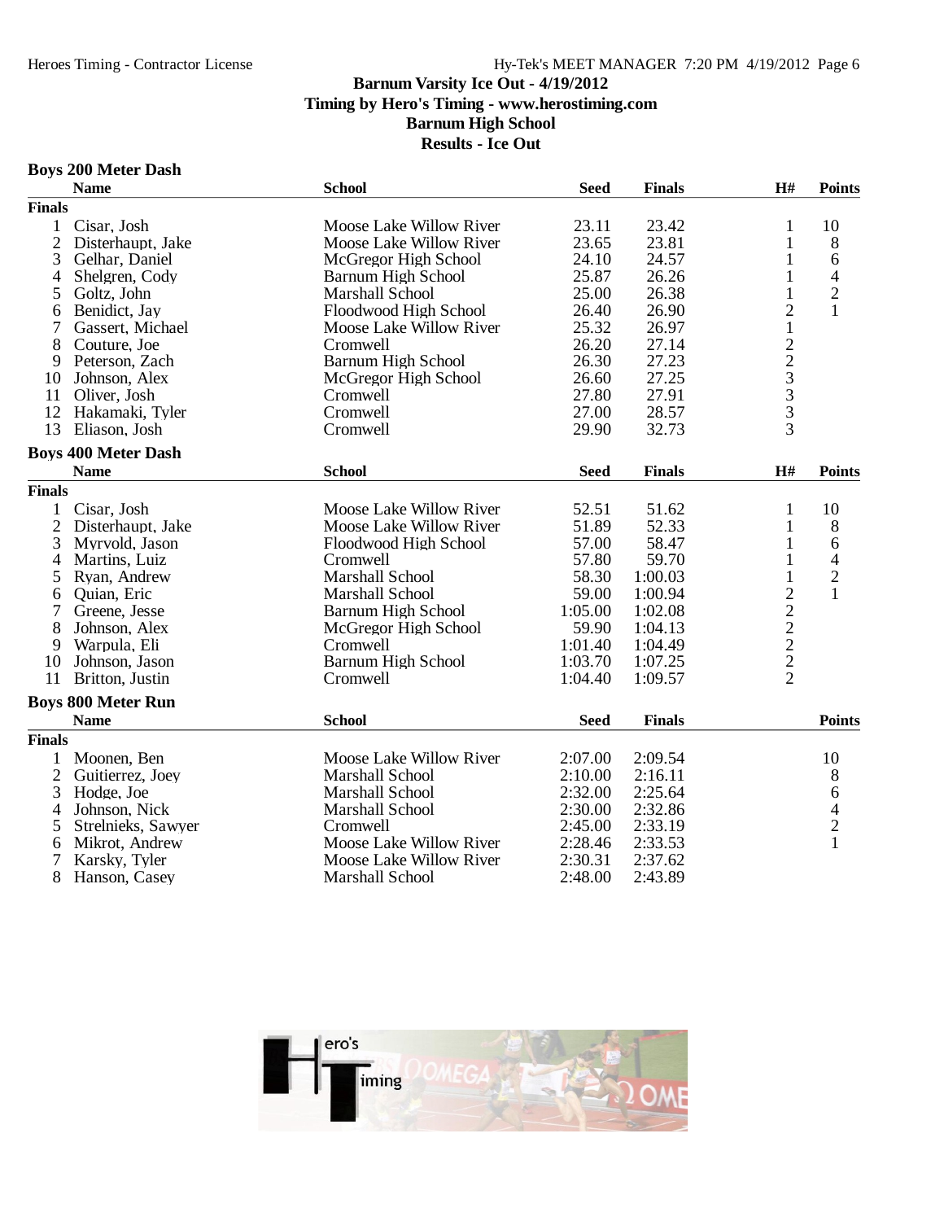# Barnum Varsity Ice Out - 4/19/2012
## Timing by Hero's Timing - www.herostiming.com
## Barnum High School
## Results - Ice Out

### Boys 200 Meter Dash

| | Name | School | Seed | Finals | H# | Points |
|---|---|---|---|---|---|---|
| **Finals** | | | | | | |
| 1 | Cisar, Josh | Moose Lake Willow River | 23.11 | 23.42 | 1 | 10 |
| 2 | Disterhaupt, Jake | Moose Lake Willow River | 23.65 | 23.81 | 1 | 8 |
| 3 | Gelhar, Daniel | McGregor High School | 24.10 | 24.57 | 1 | 6 |
| 4 | Shelgren, Cody | Barnum High School | 25.87 | 26.26 | 1 | 4 |
| 5 | Goltz, John | Marshall School | 25.00 | 26.38 | 1 | 2 |
| 6 | Benidict, Jay | Floodwood High School | 26.40 | 26.90 | 2 | 1 |
| 7 | Gassert, Michael | Moose Lake Willow River | 25.32 | 26.97 | 1 | |
| 8 | Couture, Joe | Cromwell | 26.20 | 27.14 | 2 | |
| 9 | Peterson, Zach | Barnum High School | 26.30 | 27.23 | 2 | |
| 10 | Johnson, Alex | McGregor High School | 26.60 | 27.25 | 3 | |
| 11 | Oliver, Josh | Cromwell | 27.80 | 27.91 | 3 | |
| 12 | Hakamaki, Tyler | Cromwell | 27.00 | 28.57 | 3 | |
| 13 | Eliason, Josh | Cromwell | 29.90 | 32.73 | 3 | |

### Boys 400 Meter Dash

| | Name | School | Seed | Finals | H# | Points |
|---|---|---|---|---|---|---|
| **Finals** | | | | | | |
| 1 | Cisar, Josh | Moose Lake Willow River | 52.51 | 51.62 | 1 | 10 |
| 2 | Disterhaupt, Jake | Moose Lake Willow River | 51.89 | 52.33 | 1 | 8 |
| 3 | Myrvold, Jason | Floodwood High School | 57.00 | 58.47 | 1 | 6 |
| 4 | Martins, Luiz | Cromwell | 57.80 | 59.70 | 1 | 4 |
| 5 | Ryan, Andrew | Marshall School | 58.30 | 1:00.03 | 1 | 2 |
| 6 | Quian, Eric | Marshall School | 59.00 | 1:00.94 | 2 | 1 |
| 7 | Greene, Jesse | Barnum High School | 1:05.00 | 1:02.08 | 2 | |
| 8 | Johnson, Alex | McGregor High School | 59.90 | 1:04.13 | 2 | |
| 9 | Warpula, Eli | Cromwell | 1:01.40 | 1:04.49 | 2 | |
| 10 | Johnson, Jason | Barnum High School | 1:03.70 | 1:07.25 | 2 | |
| 11 | Britton, Justin | Cromwell | 1:04.40 | 1:09.57 | 2 | |

### Boys 800 Meter Run

| | Name | School | Seed | Finals | Points |
|---|---|---|---|---|---|
| **Finals** | | | | | |
| 1 | Moonen, Ben | Moose Lake Willow River | 2:07.00 | 2:09.54 | 10 |
| 2 | Guitierrez, Joey | Marshall School | 2:10.00 | 2:16.11 | 8 |
| 3 | Hodge, Joe | Marshall School | 2:32.00 | 2:25.64 | 6 |
| 4 | Johnson, Nick | Marshall School | 2:30.00 | 2:32.86 | 4 |
| 5 | Strelnieks, Sawyer | Cromwell | 2:45.00 | 2:33.19 | 2 |
| 6 | Mikrot, Andrew | Moose Lake Willow River | 2:28.46 | 2:33.53 | 1 |
| 7 | Karsky, Tyler | Moose Lake Willow River | 2:30.31 | 2:37.62 | |
| 8 | Hanson, Casey | Marshall School | 2:48.00 | 2:43.89 | |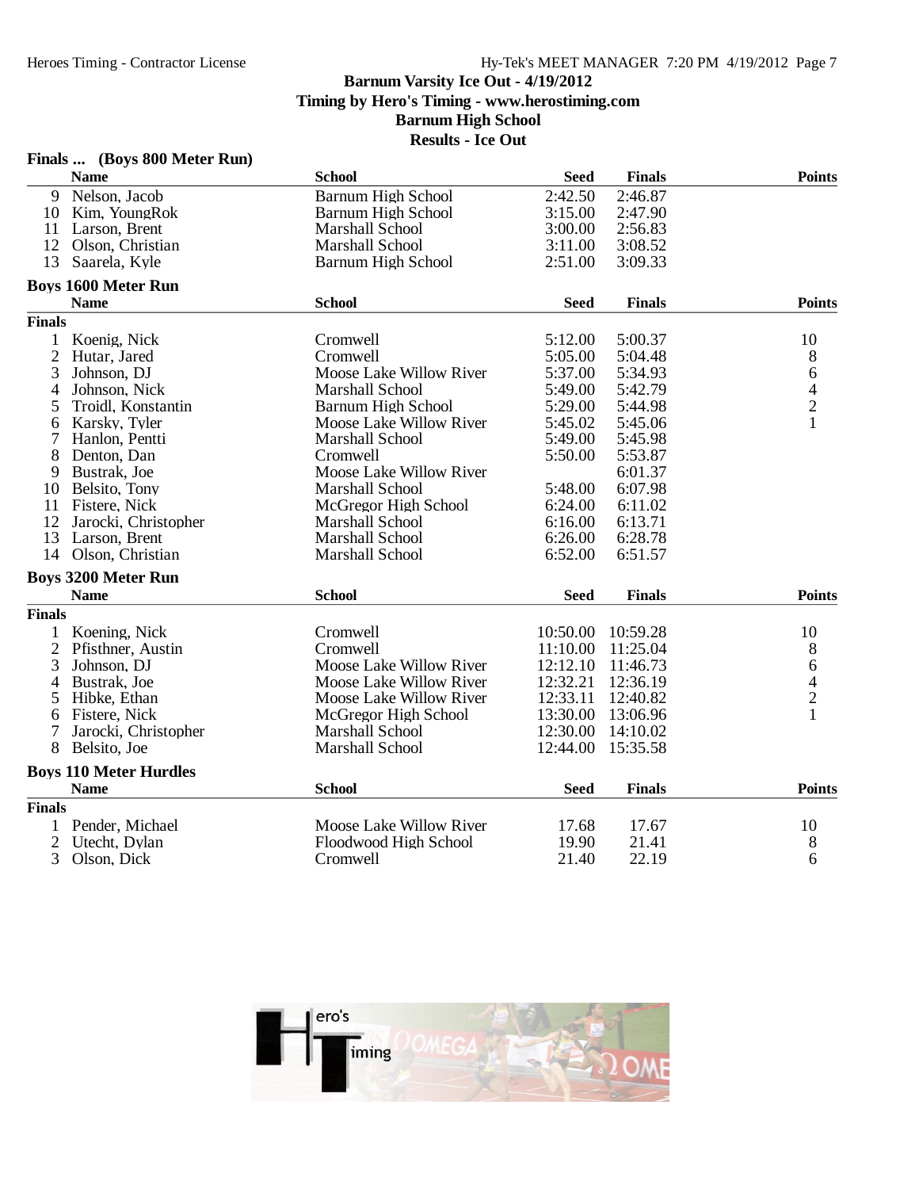**Barnum Varsity Ice Out - 4/19/2012**
**Timing by Hero's Timing - www.herostiming.com**
**Barnum High School**
**Results - Ice Out**

## Finals ... (Boys 800 Meter Run)

| | Name | School | Seed | Finals | Points |
|---|---|---|---|---|---|
| 9 | Nelson, Jacob | Barnum High School | 2:42.50 | 2:46.87 | |
| 10 | Kim, YoungRok | Barnum High School | 3:15.00 | 2:47.90 | |
| 11 | Larson, Brent | Marshall School | 3:00.00 | 2:56.83 | |
| 12 | Olson, Christian | Marshall School | 3:11.00 | 3:08.52 | |
| 13 | Saarela, Kyle | Barnum High School | 2:51.00 | 3:09.33 | |

## Boys 1600 Meter Run

**Finals**

| | Name | School | Seed | Finals | Points |
|---|---|---|---|---|---|
| 1 | Koenig, Nick | Cromwell | 5:12.00 | 5:00.37 | 10 |
| 2 | Hutar, Jared | Cromwell | 5:05.00 | 5:04.48 | 8 |
| 3 | Johnson, DJ | Moose Lake Willow River | 5:37.00 | 5:34.93 | 6 |
| 4 | Johnson, Nick | Marshall School | 5:49.00 | 5:42.79 | 4 |
| 5 | Troidl, Konstantin | Barnum High School | 5:29.00 | 5:44.98 | 2 |
| 6 | Karsky, Tyler | Moose Lake Willow River | 5:45.02 | 5:45.06 | 1 |
| 7 | Hanlon, Pentti | Marshall School | 5:49.00 | 5:45.98 | |
| 8 | Denton, Dan | Cromwell | 5:50.00 | 5:53.87 | |
| 9 | Bustrak, Joe | Moose Lake Willow River | | 6:01.37 | |
| 10 | Belsito, Tony | Marshall School | 5:48.00 | 6:07.98 | |
| 11 | Fistere, Nick | McGregor High School | 6:24.00 | 6:11.02 | |
| 12 | Jarocki, Christopher | Marshall School | 6:16.00 | 6:13.71 | |
| 13 | Larson, Brent | Marshall School | 6:26.00 | 6:28.78 | |
| 14 | Olson, Christian | Marshall School | 6:52.00 | 6:51.57 | |

## Boys 3200 Meter Run

**Finals**

| | Name | School | Seed | Finals | Points |
|---|---|---|---|---|---|
| 1 | Koening, Nick | Cromwell | 10:50.00 | 10:59.28 | 10 |
| 2 | Pfisthner, Austin | Cromwell | 11:10.00 | 11:25.04 | 8 |
| 3 | Johnson, DJ | Moose Lake Willow River | 12:12.10 | 11:46.73 | 6 |
| 4 | Bustrak, Joe | Moose Lake Willow River | 12:32.21 | 12:36.19 | 4 |
| 5 | Hibke, Ethan | Moose Lake Willow River | 12:33.11 | 12:40.82 | 2 |
| 6 | Fistere, Nick | McGregor High School | 13:30.00 | 13:06.96 | 1 |
| 7 | Jarocki, Christopher | Marshall School | 12:30.00 | 14:10.02 | |
| 8 | Belsito, Joe | Marshall School | 12:44.00 | 15:35.58 | |

## Boys 110 Meter Hurdles

**Finals**

| | Name | School | Seed | Finals | Points |
|---|---|---|---|---|---|
| 1 | Pender, Michael | Moose Lake Willow River | 17.68 | 17.67 | 10 |
| 2 | Utecht, Dylan | Floodwood High School | 19.90 | 21.41 | 8 |
| 3 | Olson, Dick | Cromwell | 21.40 | 22.19 | 6 |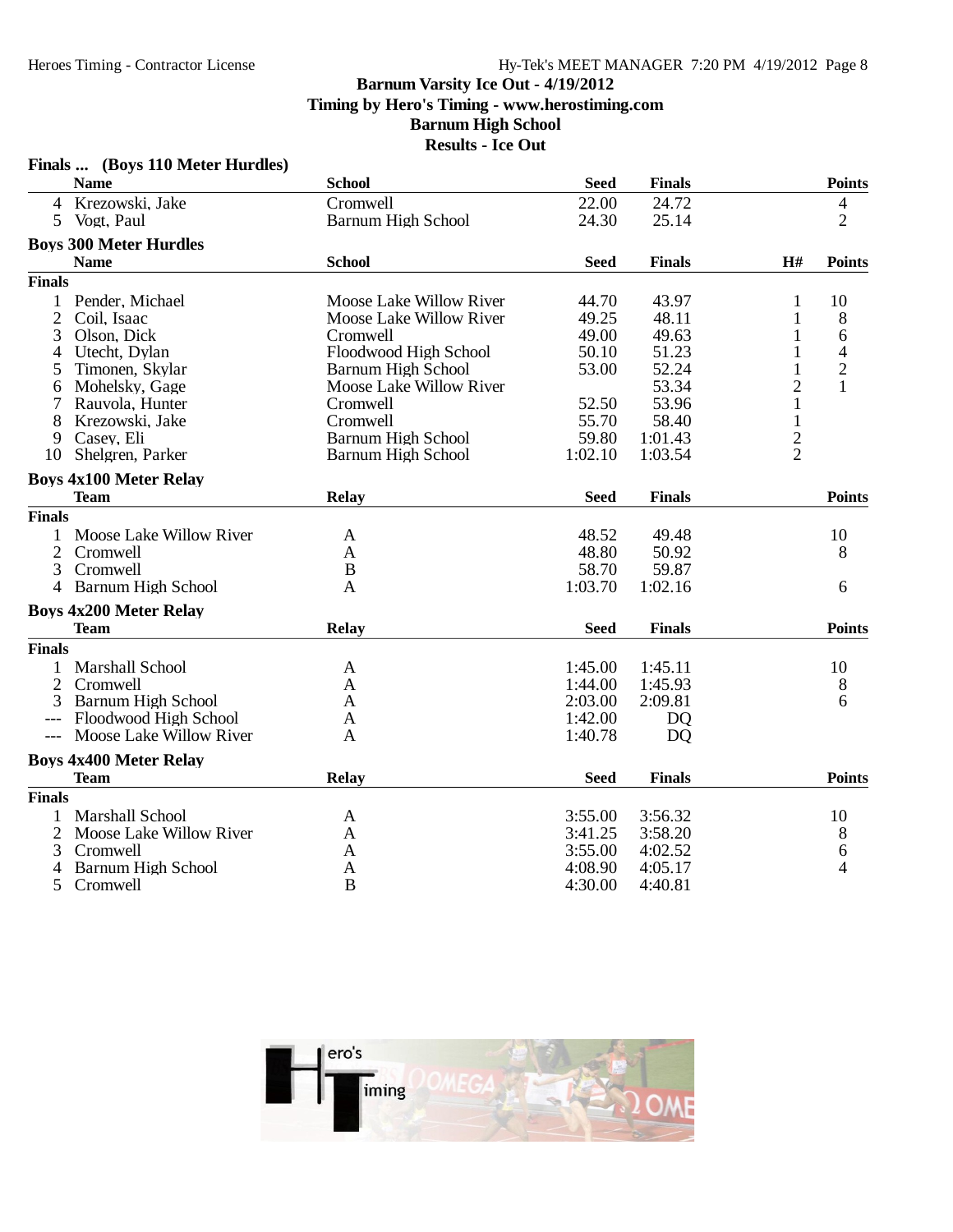**Barnum Varsity Ice Out - 4/19/2012**
**Timing by Hero's Timing - www.herostiming.com**
**Barnum High School**
**Results - Ice Out**

### Finals ... (Boys 110 Meter Hurdles)

| | Name | School | Seed | Finals | Points |
|---|---|---|---|---|---|
| 4 | Krezowski, Jake | Cromwell | 22.00 | 24.72 | 4 |
| 5 | Vogt, Paul | Barnum High School | 24.30 | 25.14 | 2 |

### Boys 300 Meter Hurdles

| | Name | School | Seed | Finals | H# | Points |
|---|---|---|---|---|---|---|
| **Finals** | | | | | | |
| 1 | Pender, Michael | Moose Lake Willow River | 44.70 | 43.97 | 1 | 10 |
| 2 | Coil, Isaac | Moose Lake Willow River | 49.25 | 48.11 | 1 | 8 |
| 3 | Olson, Dick | Cromwell | 49.00 | 49.63 | 1 | 6 |
| 4 | Utecht, Dylan | Floodwood High School | 50.10 | 51.23 | 1 | 4 |
| 5 | Timonen, Skylar | Barnum High School | 53.00 | 52.24 | 1 | 2 |
| 6 | Mohelsky, Gage | Moose Lake Willow River | | 53.34 | 2 | 1 |
| 7 | Rauvola, Hunter | Cromwell | 52.50 | 53.96 | 1 | |
| 8 | Krezowski, Jake | Cromwell | 55.70 | 58.40 | 1 | |
| 9 | Casey, Eli | Barnum High School | 59.80 | 1:01.43 | 2 | |
| 10 | Shelgren, Parker | Barnum High School | 1:02.10 | 1:03.54 | 2 | |

### Boys 4x100 Meter Relay

| | Team | Relay | Seed | Finals | Points |
|---|---|---|---|---|---|
| **Finals** | | | | | |
| 1 | Moose Lake Willow River | A | 48.52 | 49.48 | 10 |
| 2 | Cromwell | A | 48.80 | 50.92 | 8 |
| 3 | Cromwell | B | 58.70 | 59.87 | |
| 4 | Barnum High School | A | 1:03.70 | 1:02.16 | 6 |

### Boys 4x200 Meter Relay

| | Team | Relay | Seed | Finals | Points |
|---|---|---|---|---|---|
| **Finals** | | | | | |
| 1 | Marshall School | A | 1:45.00 | 1:45.11 | 10 |
| 2 | Cromwell | A | 1:44.00 | 1:45.93 | 8 |
| 3 | Barnum High School | A | 2:03.00 | 2:09.81 | 6 |
| --- | Floodwood High School | A | 1:42.00 | DQ | |
| --- | Moose Lake Willow River | A | 1:40.78 | DQ | |

### Boys 4x400 Meter Relay

| | Team | Relay | Seed | Finals | Points |
|---|---|---|---|---|---|
| **Finals** | | | | | |
| 1 | Marshall School | A | 3:55.00 | 3:56.32 | 10 |
| 2 | Moose Lake Willow River | A | 3:41.25 | 3:58.20 | 8 |
| 3 | Cromwell | A | 3:55.00 | 4:02.52 | 6 |
| 4 | Barnum High School | A | 4:08.90 | 4:05.17 | 4 |
| 5 | Cromwell | B | 4:30.00 | 4:40.81 | |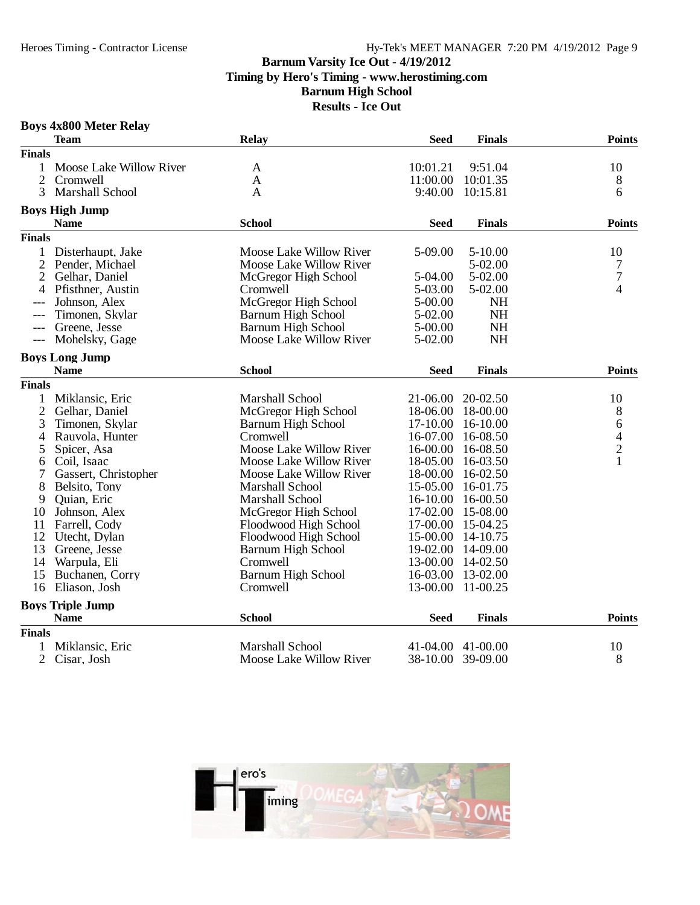# Barnum Varsity Ice Out - 4/19/2012

**Timing by Hero's Timing - www.herostiming.com**

**Barnum High School**

**Results - Ice Out**

## Boys 4x800 Meter Relay

| | Team | Relay | Seed | Finals | Points |
|---|---|---|---|---|---|
| **Finals** | | | | | |
| 1 | Moose Lake Willow River | A | 10:01.21 | 9:51.04 | 10 |
| 2 | Cromwell | A | 11:00.00 | 10:01.35 | 8 |
| 3 | Marshall School | A | 9:40.00 | 10:15.81 | 6 |

## Boys High Jump

| | Name | School | Seed | Finals | Points |
|---|---|---|---|---|---|
| **Finals** | | | | | |
| 1 | Disterhaupt, Jake | Moose Lake Willow River | 5-09.00 | 5-10.00 | 10 |
| 2 | Pender, Michael | Moose Lake Willow River | | 5-02.00 | 7 |
| 2 | Gelhar, Daniel | McGregor High School | 5-04.00 | 5-02.00 | 7 |
| 4 | Pfisthner, Austin | Cromwell | 5-03.00 | 5-02.00 | 4 |
| --- | Johnson, Alex | McGregor High School | 5-00.00 | NH | |
| --- | Timonen, Skylar | Barnum High School | 5-02.00 | NH | |
| --- | Greene, Jesse | Barnum High School | 5-00.00 | NH | |
| --- | Mohelsky, Gage | Moose Lake Willow River | 5-02.00 | NH | |

## Boys Long Jump

| | Name | School | Seed | Finals | Points |
|---|---|---|---|---|---|
| **Finals** | | | | | |
| 1 | Miklansic, Eric | Marshall School | 21-06.00 | 20-02.50 | 10 |
| 2 | Gelhar, Daniel | McGregor High School | 18-06.00 | 18-00.00 | 8 |
| 3 | Timonen, Skylar | Barnum High School | 17-10.00 | 16-10.00 | 6 |
| 4 | Rauvola, Hunter | Cromwell | 16-07.00 | 16-08.50 | 4 |
| 5 | Spicer, Asa | Moose Lake Willow River | 16-00.00 | 16-08.50 | 2 |
| 6 | Coil, Isaac | Moose Lake Willow River | 18-05.00 | 16-03.50 | 1 |
| 7 | Gassert, Christopher | Moose Lake Willow River | 18-00.00 | 16-02.50 | |
| 8 | Belsito, Tony | Marshall School | 15-05.00 | 16-01.75 | |
| 9 | Quian, Eric | Marshall School | 16-10.00 | 16-00.50 | |
| 10 | Johnson, Alex | McGregor High School | 17-02.00 | 15-08.00 | |
| 11 | Farrell, Cody | Floodwood High School | 17-00.00 | 15-04.25 | |
| 12 | Utecht, Dylan | Floodwood High School | 15-00.00 | 14-10.75 | |
| 13 | Greene, Jesse | Barnum High School | 19-02.00 | 14-09.00 | |
| 14 | Warpula, Eli | Cromwell | 13-00.00 | 14-02.50 | |
| 15 | Buchanen, Corry | Barnum High School | 16-03.00 | 13-02.00 | |
| 16 | Eliason, Josh | Cromwell | 13-00.00 | 11-00.25 | |

## Boys Triple Jump

| | Name | School | Seed | Finals | Points |
|---|---|---|---|---|---|
| **Finals** | | | | | |
| 1 | Miklansic, Eric | Marshall School | 41-04.00 | 41-00.00 | 10 |
| 2 | Cisar, Josh | Moose Lake Willow River | 38-10.00 | 39-09.00 | 8 |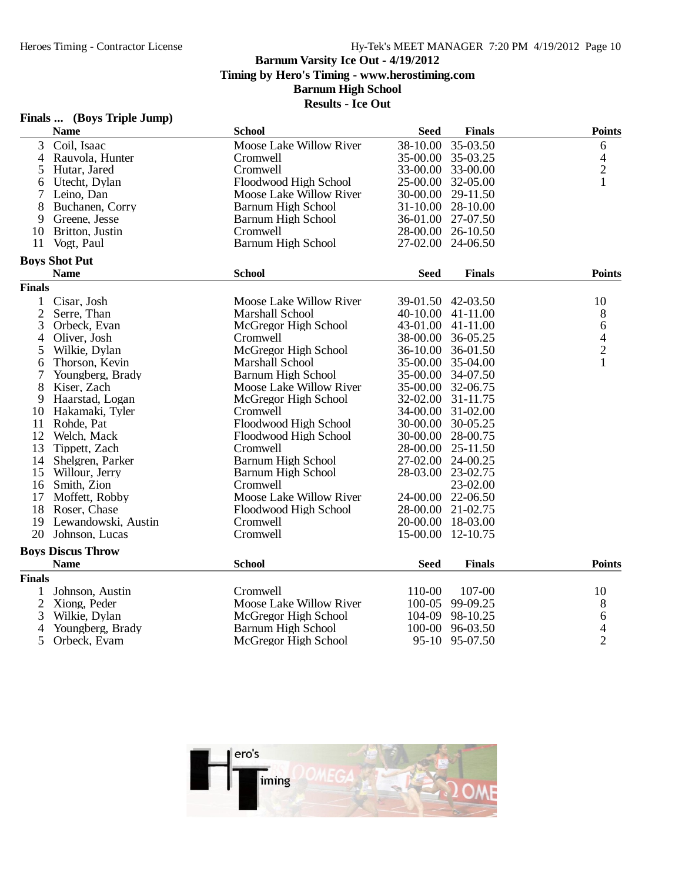# Barnum Varsity Ice Out - 4/19/2012

**Timing by Hero's Timing - www.herostiming.com**

**Barnum High School**

**Results - Ice Out**

## Finals ... (Boys Triple Jump)

| | Name | School | Seed | Finals | Points |
|---|---|---|---|---|---|
| 3 | Coil, Isaac | Moose Lake Willow River | 38-10.00 | 35-03.50 | 6 |
| 4 | Rauvola, Hunter | Cromwell | 35-00.00 | 35-03.25 | 4 |
| 5 | Hutar, Jared | Cromwell | 33-00.00 | 33-00.00 | 2 |
| 6 | Utecht, Dylan | Floodwood High School | 25-00.00 | 32-05.00 | 1 |
| 7 | Leino, Dan | Moose Lake Willow River | 30-00.00 | 29-11.50 | |
| 8 | Buchanen, Corry | Barnum High School | 31-10.00 | 28-10.00 | |
| 9 | Greene, Jesse | Barnum High School | 36-01.00 | 27-07.50 | |
| 10 | Britton, Justin | Cromwell | 28-00.00 | 26-10.50 | |
| 11 | Vogt, Paul | Barnum High School | 27-02.00 | 24-06.50 | |

## Boys Shot Put

**Finals**

| | Name | School | Seed | Finals | Points |
|---|---|---|---|---|---|
| 1 | Cisar, Josh | Moose Lake Willow River | 39-01.50 | 42-03.50 | 10 |
| 2 | Serre, Than | Marshall School | 40-10.00 | 41-11.00 | 8 |
| 3 | Orbeck, Evan | McGregor High School | 43-01.00 | 41-11.00 | 6 |
| 4 | Oliver, Josh | Cromwell | 38-00.00 | 36-05.25 | 4 |
| 5 | Wilkie, Dylan | McGregor High School | 36-10.00 | 36-01.50 | 2 |
| 6 | Thorson, Kevin | Marshall School | 35-00.00 | 35-04.00 | 1 |
| 7 | Youngberg, Brady | Barnum High School | 35-00.00 | 34-07.50 | |
| 8 | Kiser, Zach | Moose Lake Willow River | 35-00.00 | 32-06.75 | |
| 9 | Haarstad, Logan | McGregor High School | 32-02.00 | 31-11.75 | |
| 10 | Hakamaki, Tyler | Cromwell | 34-00.00 | 31-02.00 | |
| 11 | Rohde, Pat | Floodwood High School | 30-00.00 | 30-05.25 | |
| 12 | Welch, Mack | Floodwood High School | 30-00.00 | 28-00.75 | |
| 13 | Tippett, Zach | Cromwell | 28-00.00 | 25-11.50 | |
| 14 | Shelgren, Parker | Barnum High School | 27-02.00 | 24-00.25 | |
| 15 | Willour, Jerry | Barnum High School | 28-03.00 | 23-02.75 | |
| 16 | Smith, Zion | Cromwell | | 23-02.00 | |
| 17 | Moffett, Robby | Moose Lake Willow River | 24-00.00 | 22-06.50 | |
| 18 | Roser, Chase | Floodwood High School | 28-00.00 | 21-02.75 | |
| 19 | Lewandowski, Austin | Cromwell | 20-00.00 | 18-03.00 | |
| 20 | Johnson, Lucas | Cromwell | 15-00.00 | 12-10.75 | |

## Boys Discus Throw

**Finals**

| | Name | School | Seed | Finals | Points |
|---|---|---|---|---|---|
| 1 | Johnson, Austin | Cromwell | 110-00 | 107-00 | 10 |
| 2 | Xiong, Peder | Moose Lake Willow River | 100-05 | 99-09.25 | 8 |
| 3 | Wilkie, Dylan | McGregor High School | 104-09 | 98-10.25 | 6 |
| 4 | Youngberg, Brady | Barnum High School | 100-00 | 96-03.50 | 4 |
| 5 | Orbeck, Evam | McGregor High School | 95-10 | 95-07.50 | 2 |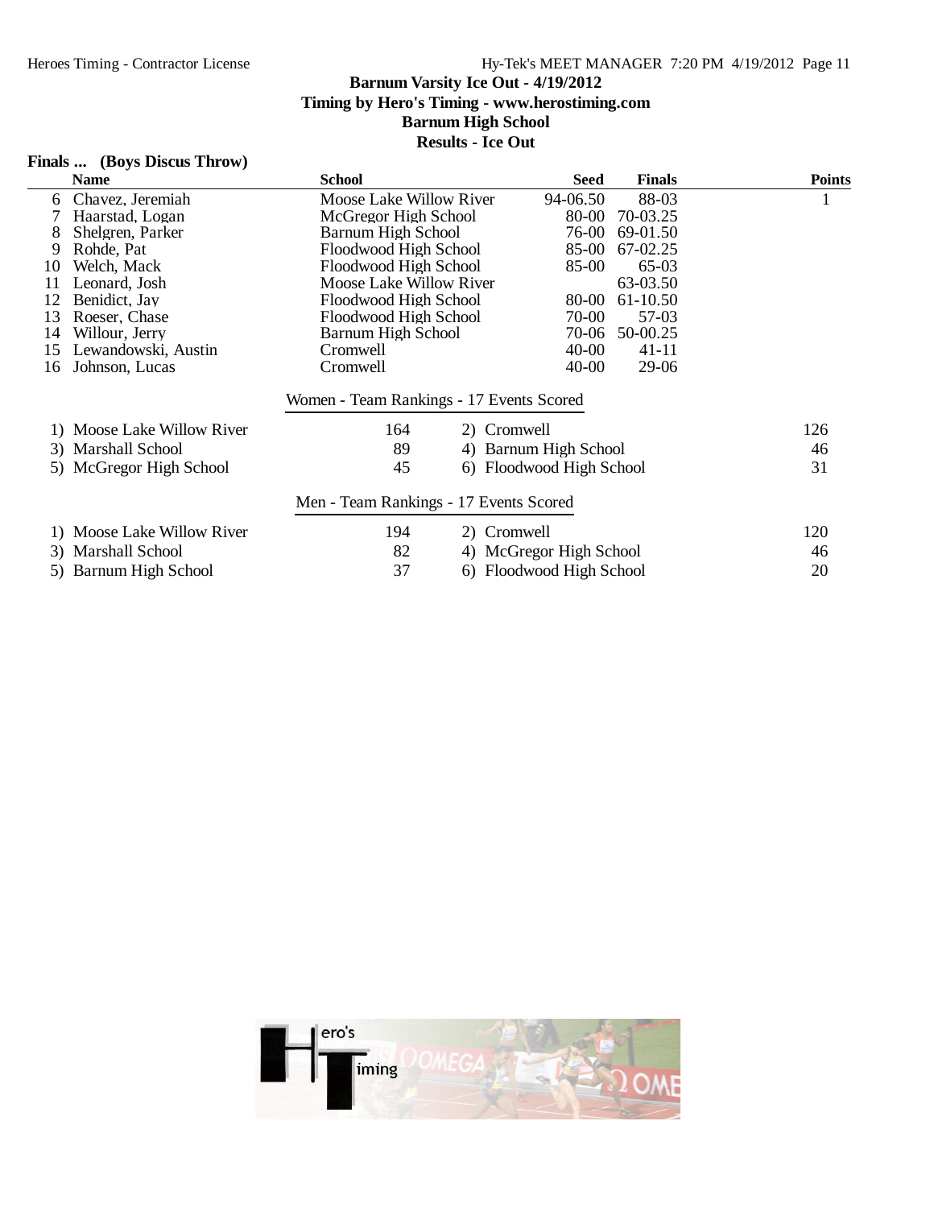Barnum Varsity Ice Out - 4/19/2012
Timing by Hero's Timing - www.herostiming.com
Barnum High School
Results - Ice Out

**Finals ... (Boys Discus Throw)**

| | Name | School | Seed | Finals | Points |
|---|---|---|---|---|---|
| 6 | Chavez, Jeremiah | Moose Lake Willow River | 94-06.50 | 88-03 | 1 |
| 7 | Haarstad, Logan | McGregor High School | 80-00 | 70-03.25 | |
| 8 | Shelgren, Parker | Barnum High School | 76-00 | 69-01.50 | |
| 9 | Rohde, Pat | Floodwood High School | 85-00 | 67-02.25 | |
| 10 | Welch, Mack | Floodwood High School | 85-00 | 65-03 | |
| 11 | Leonard, Josh | Moose Lake Willow River | | 63-03.50 | |
| 12 | Benidict, Jay | Floodwood High School | 80-00 | 61-10.50 | |
| 13 | Roeser, Chase | Floodwood High School | 70-00 | 57-03 | |
| 14 | Willour, Jerry | Barnum High School | 70-06 | 50-00.25 | |
| 15 | Lewandowski, Austin | Cromwell | 40-00 | 41-11 | |
| 16 | Johnson, Lucas | Cromwell | 40-00 | 29-06 | |

**Women - Team Rankings - 17 Events Scored**

| | | | |
|---|---|---|---|
| 1) Moose Lake Willow River | 164 | 2) Cromwell | 126 |
| 3) Marshall School | 89 | 4) Barnum High School | 46 |
| 5) McGregor High School | 45 | 6) Floodwood High School | 31 |

**Men - Team Rankings - 17 Events Scored**

| | | | |
|---|---|---|---|
| 1) Moose Lake Willow River | 194 | 2) Cromwell | 120 |
| 3) Marshall School | 82 | 4) McGregor High School | 46 |
| 5) Barnum High School | 37 | 6) Floodwood High School | 20 |